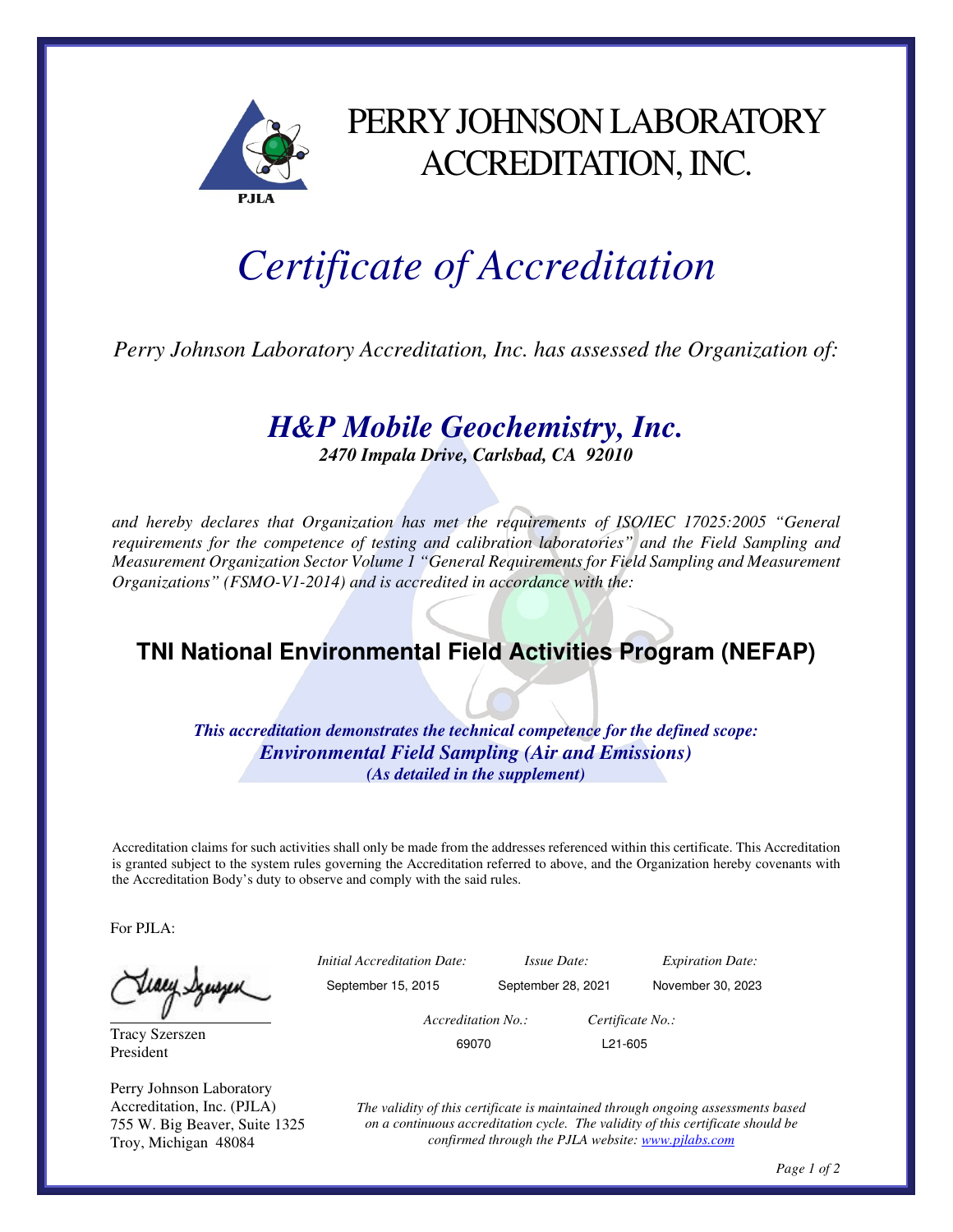PJLA

# PERRY JOHNSON LABORATORY ACCREDITATION, INC.

# *Certificate of Accreditation*

*Perry Johnson Laboratory Accreditation, Inc. has assessed the Organization of:*

## ***H&P Mobile Geochemistry, Inc.***

***2470 Impala Drive, Carlsbad, CA 92010***

*and hereby declares that Organization has met the requirements of ISO/IEC 17025:2005 "General requirements for the competence of testing and calibration laboratories" and the Field Sampling and Measurement Organization Sector Volume 1 "General Requirements for Field Sampling and Measurement Organizations" (FSMO-V1-2014) and is accredited in accordance with the:*

## **TNI National Environmental Field Activities Program (NEFAP)**

***This accreditation demonstrates the technical competence for the defined scope:***
***Environmental Field Sampling (Air and Emissions)***
***(As detailed in the supplement)***

Accreditation claims for such activities shall only be made from the addresses referenced within this certificate. This Accreditation is granted subject to the system rules governing the Accreditation referred to above, and the Organization hereby covenants with the Accreditation Body's duty to observe and comply with the said rules.

For PJLA:

Tracy Szerszen
President

Perry Johnson Laboratory Accreditation, Inc. (PJLA)
755 W. Big Beaver, Suite 1325
Troy, Michigan 48084

| *Initial Accreditation Date:* | *Issue Date:* | *Expiration Date:* |
|---|---|---|
| September 15, 2015 | September 28, 2021 | November 30, 2023 |

| *Accreditation No.:* | *Certificate No.:* |
|---|---|
| 69070 | L21-605 |

*The validity of this certificate is maintained through ongoing assessments based on a continuous accreditation cycle. The validity of this certificate should be confirmed through the PJLA website: www.pjlabs.com*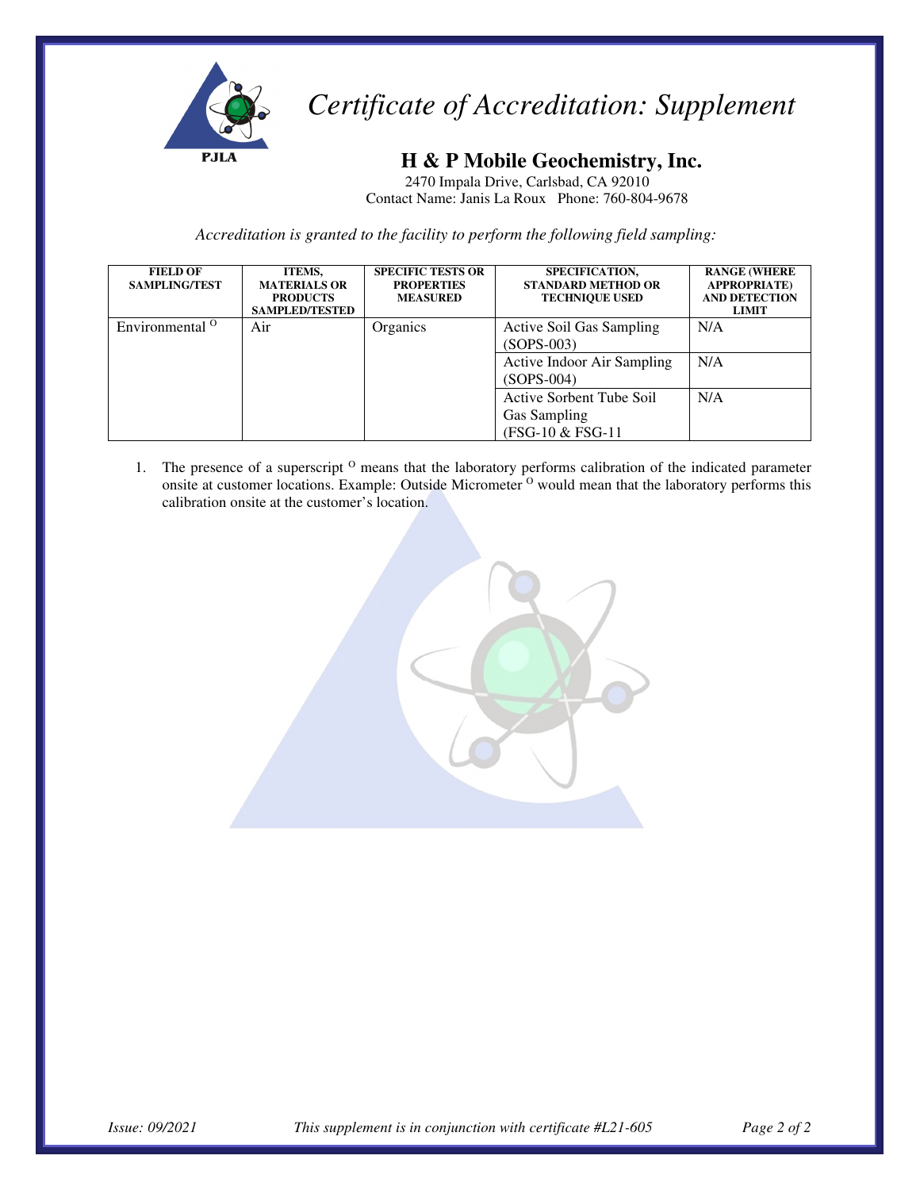# *Certificate of Accreditation: Supplement*

## H & P Mobile Geochemistry, Inc.

2470 Impala Drive, Carlsbad, CA 92010
Contact Name: Janis La Roux Phone: 760-804-9678

*Accreditation is granted to the facility to perform the following field sampling:*

| FIELD OF SAMPLING/TEST | ITEMS, MATERIALS OR PRODUCTS SAMPLED/TESTED | SPECIFIC TESTS OR PROPERTIES MEASURED | SPECIFICATION, STANDARD METHOD OR TECHNIQUE USED | RANGE (WHERE APPROPRIATE) AND DETECTION LIMIT |
|---|---|---|---|---|
| Environmental $^{O}$ | Air | Organics | Active Soil Gas Sampling (SOPS-003) | N/A |
| | | | Active Indoor Air Sampling (SOPS-004) | N/A |
| | | | Active Sorbent Tube Soil Gas Sampling (FSG-10 & FSG-11 | N/A |

1. The presence of a superscript $^{O}$ means that the laboratory performs calibration of the indicated parameter onsite at customer locations. Example: Outside Micrometer $^{O}$ would mean that the laboratory performs this calibration onsite at the customer's location.

*Issue: 09/2021* *This supplement is in conjunction with certificate #L21-605*